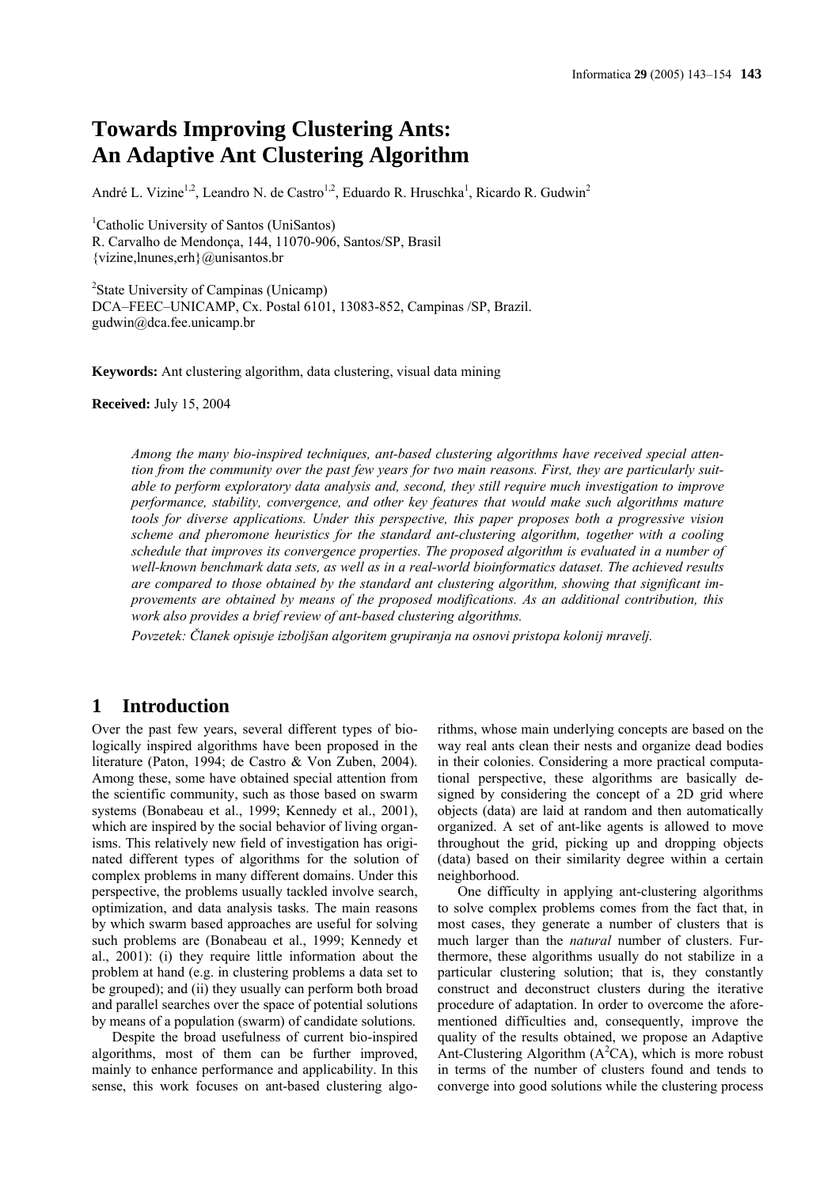# Towards Improving Clustering Ants: An Adaptive Ant Clustering Algorithm

André L. Vizine[1,2], Leandro N. de Castro[1,2], Eduardo R. Hruschka[1], Ricardo R. Gudwin[2]

[1]Catholic University of Santos (UniSantos)
R. Carvalho de Mendonça, 144, 11070-906, Santos/SP, Brasil
{vizine,lnunes,erh}@unisantos.br

[2]State University of Campinas (Unicamp)
DCA–FEEC–UNICAMP, Cx. Postal 6101, 13083-852, Campinas /SP, Brazil.
gudwin@dca.fee.unicamp.br

**Keywords:** Ant clustering algorithm, data clustering, visual data mining

**Received:** July 15, 2004

*Among the many bio-inspired techniques, ant-based clustering algorithms have received special attention from the community over the past few years for two main reasons. First, they are particularly suitable to perform exploratory data analysis and, second, they still require much investigation to improve performance, stability, convergence, and other key features that would make such algorithms mature tools for diverse applications. Under this perspective, this paper proposes both a progressive vision scheme and pheromone heuristics for the standard ant-clustering algorithm, together with a cooling schedule that improves its convergence properties. The proposed algorithm is evaluated in a number of well-known benchmark data sets, as well as in a real-world bioinformatics dataset. The achieved results are compared to those obtained by the standard ant clustering algorithm, showing that significant improvements are obtained by means of the proposed modifications. As an additional contribution, this work also provides a brief review of ant-based clustering algorithms.*

*Povzetek: Članek opisuje izboljšan algoritem grupiranja na osnovi pristopa kolonij mravelj.*

## 1 Introduction

Over the past few years, several different types of biologically inspired algorithms have been proposed in the literature (Paton, 1994; de Castro & Von Zuben, 2004). Among these, some have obtained special attention from the scientific community, such as those based on swarm systems (Bonabeau et al., 1999; Kennedy et al., 2001), which are inspired by the social behavior of living organisms. This relatively new field of investigation has originated different types of algorithms for the solution of complex problems in many different domains. Under this perspective, the problems usually tackled involve search, optimization, and data analysis tasks. The main reasons by which swarm based approaches are useful for solving such problems are (Bonabeau et al., 1999; Kennedy et al., 2001): (i) they require little information about the problem at hand (e.g. in clustering problems a data set to be grouped); and (ii) they usually can perform both broad and parallel searches over the space of potential solutions by means of a population (swarm) of candidate solutions.

Despite the broad usefulness of current bio-inspired algorithms, most of them can be further improved, mainly to enhance performance and applicability. In this sense, this work focuses on ant-based clustering algorithms, whose main underlying concepts are based on the way real ants clean their nests and organize dead bodies in their colonies. Considering a more practical computational perspective, these algorithms are basically designed by considering the concept of a 2D grid where objects (data) are laid at random and then automatically organized. A set of ant-like agents is allowed to move throughout the grid, picking up and dropping objects (data) based on their similarity degree within a certain neighborhood.

One difficulty in applying ant-clustering algorithms to solve complex problems comes from the fact that, in most cases, they generate a number of clusters that is much larger than the *natural* number of clusters. Furthermore, these algorithms usually do not stabilize in a particular clustering solution; that is, they constantly construct and deconstruct clusters during the iterative procedure of adaptation. In order to overcome the aforementioned difficulties and, consequently, improve the quality of the results obtained, we propose an Adaptive Ant-Clustering Algorithm ($A^2CA$), which is more robust in terms of the number of clusters found and tends to converge into good solutions while the clustering process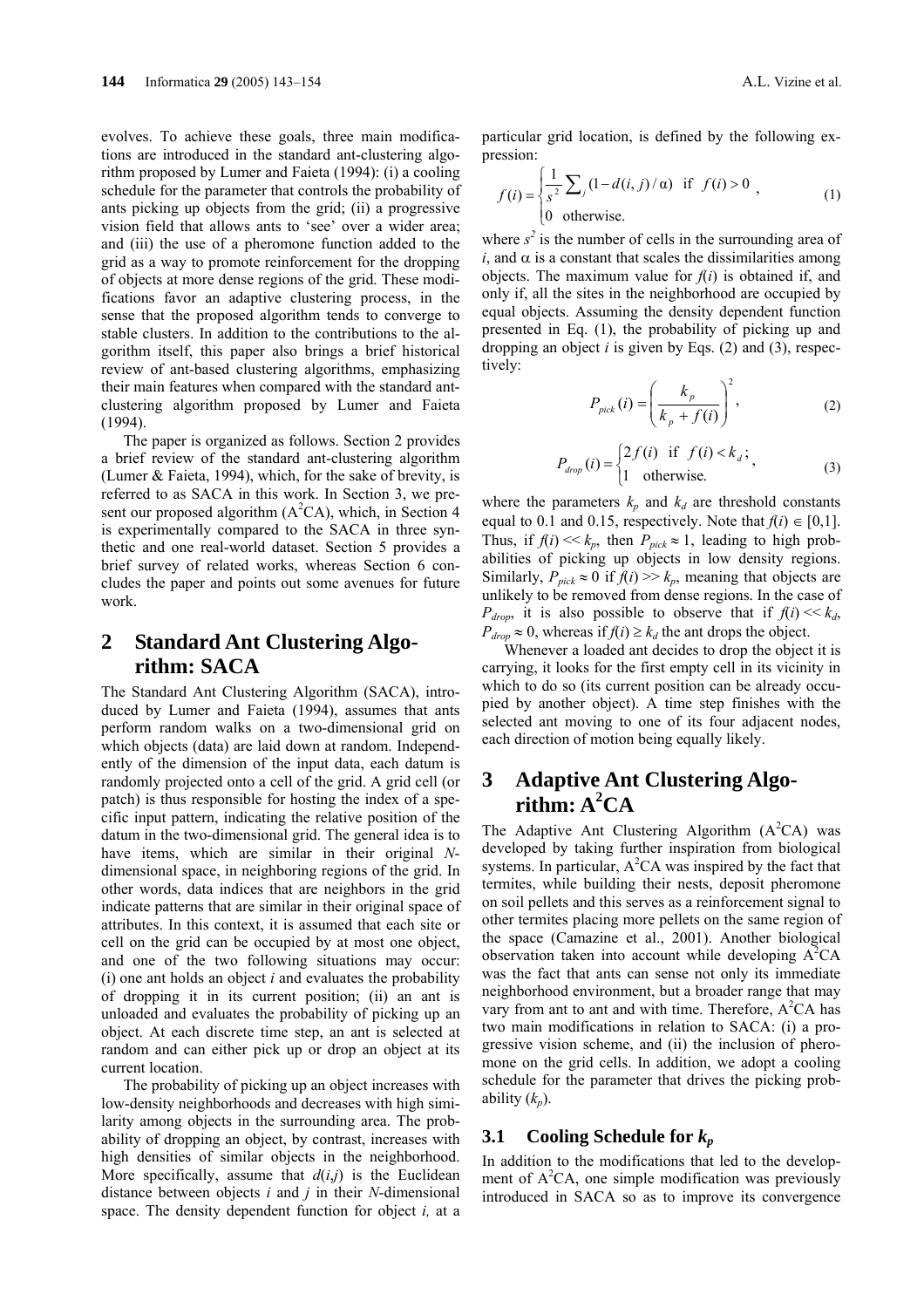evolves. To achieve these goals, three main modifications are introduced in the standard ant-clustering algorithm proposed by Lumer and Faieta (1994): (i) a cooling schedule for the parameter that controls the probability of ants picking up objects from the grid; (ii) a progressive vision field that allows ants to 'see' over a wider area; and (iii) the use of a pheromone function added to the grid as a way to promote reinforcement for the dropping of objects at more dense regions of the grid. These modifications favor an adaptive clustering process, in the sense that the proposed algorithm tends to converge to stable clusters. In addition to the contributions to the algorithm itself, this paper also brings a brief historical review of ant-based clustering algorithms, emphasizing their main features when compared with the standard ant-clustering algorithm proposed by Lumer and Faieta (1994).

The paper is organized as follows. Section 2 provides a brief review of the standard ant-clustering algorithm (Lumer & Faieta, 1994), which, for the sake of brevity, is referred to as SACA in this work. In Section 3, we present our proposed algorithm ($A^2CA$), which, in Section 4 is experimentally compared to the SACA in three synthetic and one real-world dataset. Section 5 provides a brief survey of related works, whereas Section 6 concludes the paper and points out some avenues for future work.

# 2 Standard Ant Clustering Algorithm: SACA

The Standard Ant Clustering Algorithm (SACA), introduced by Lumer and Faieta (1994), assumes that ants perform random walks on a two-dimensional grid on which objects (data) are laid down at random. Independently of the dimension of the input data, each datum is randomly projected onto a cell of the grid. A grid cell (or patch) is thus responsible for hosting the index of a specific input pattern, indicating the relative position of the datum in the two-dimensional grid. The general idea is to have items, which are similar in their original *N*-dimensional space, in neighboring regions of the grid. In other words, data indices that are neighbors in the grid indicate patterns that are similar in their original space of attributes. In this context, it is assumed that each site or cell on the grid can be occupied by at most one object, and one of the two following situations may occur: (i) one ant holds an object *i* and evaluates the probability of dropping it in its current position; (ii) an ant is unloaded and evaluates the probability of picking up an object. At each discrete time step, an ant is selected at random and can either pick up or drop an object at its current location.

The probability of picking up an object increases with low-density neighborhoods and decreases with high similarity among objects in the surrounding area. The probability of dropping an object, by contrast, increases with high densities of similar objects in the neighborhood. More specifically, assume that $d(i,j)$ is the Euclidean distance between objects *i* and *j* in their *N*-dimensional space. The density dependent function for object *i*, at a particular grid location, is defined by the following expression:

$$f(i) = \begin{cases} \frac{1}{s^2} \sum_j (1 - d(i,j)/\alpha) & \text{if } f(i) > 0 \\ 0 & \text{otherwise.} \end{cases} , \quad (1)$$

where $s^2$ is the number of cells in the surrounding area of *i*, and $\alpha$ is a constant that scales the dissimilarities among objects. The maximum value for $f(i)$ is obtained if, and only if, all the sites in the neighborhood are occupied by equal objects. Assuming the density dependent function presented in Eq. (1), the probability of picking up and dropping an object *i* is given by Eqs. (2) and (3), respectively:

$$P_{pick}(i) = \left( \frac{k_p}{k_p + f(i)} \right)^2 , \quad (2)$$

$$P_{drop}(i) = \begin{cases} 2f(i) & \text{if } f(i) < k_d \\ 1 & \text{otherwise.} \end{cases} ; , \quad (3)$$

where the parameters $k_p$ and $k_d$ are threshold constants equal to 0.1 and 0.15, respectively. Note that $f(i) \in [0,1]$. Thus, if $f(i) << k_p$, then $P_{pick} \approx 1$, leading to high probabilities of picking up objects in low density regions. Similarly, $P_{pick} \approx 0$ if $f(i) >> k_p$, meaning that objects are unlikely to be removed from dense regions. In the case of $P_{drop}$, it is also possible to observe that if $f(i) << k_d$, $P_{drop} \approx 0$, whereas if $f(i) \geq k_d$ the ant drops the object.

Whenever a loaded ant decides to drop the object it is carrying, it looks for the first empty cell in its vicinity in which to do so (its current position can be already occupied by another object). A time step finishes with the selected ant moving to one of its four adjacent nodes, each direction of motion being equally likely.

# 3 Adaptive Ant Clustering Algorithm: $A^2CA$

The Adaptive Ant Clustering Algorithm ($A^2CA$) was developed by taking further inspiration from biological systems. In particular, $A^2CA$ was inspired by the fact that termites, while building their nests, deposit pheromone on soil pellets and this serves as a reinforcement signal to other termites placing more pellets on the same region of the space (Camazine et al., 2001). Another biological observation taken into account while developing $A^2CA$ was the fact that ants can sense not only its immediate neighborhood environment, but a broader range that may vary from ant to ant and with time. Therefore, $A^2CA$ has two main modifications in relation to SACA: (i) a progressive vision scheme, and (ii) the inclusion of pheromone on the grid cells. In addition, we adopt a cooling schedule for the parameter that drives the picking probability ($k_p$).

## 3.1 Cooling Schedule for $k_p$

In addition to the modifications that led to the development of $A^2CA$, one simple modification was previously introduced in SACA so as to improve its convergence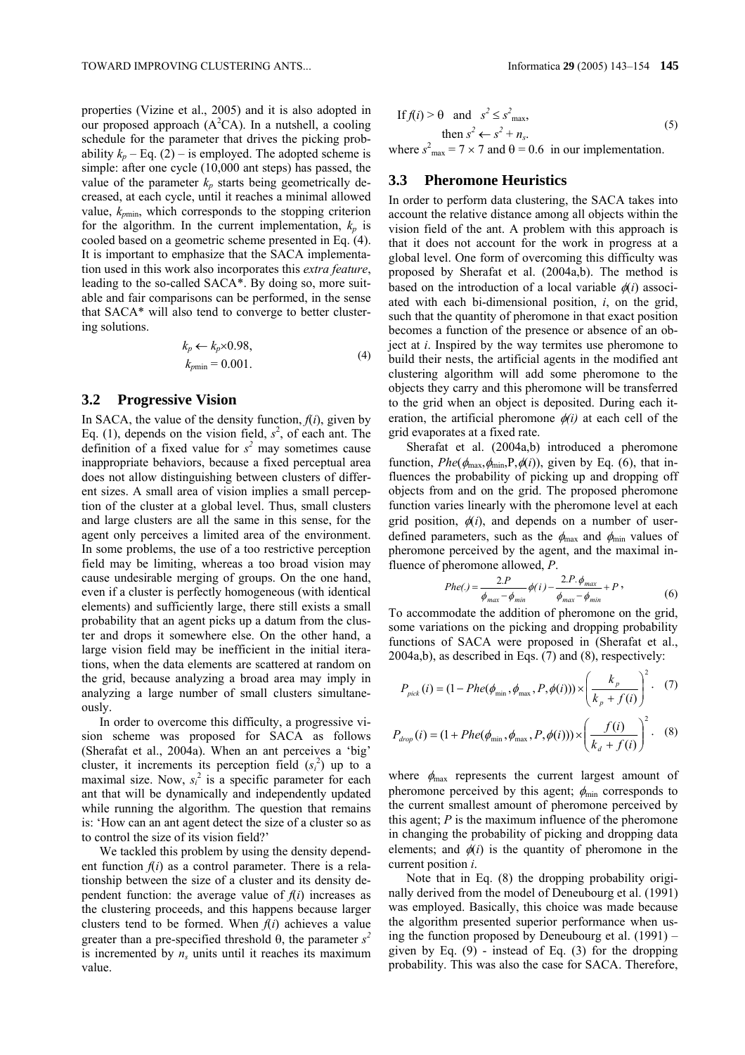properties (Vizine et al., 2005) and it is also adopted in our proposed approach ($A^2CA$). In a nutshell, a cooling schedule for the parameter that drives the picking probability $k_p$ – Eq. (2) – is employed. The adopted scheme is simple: after one cycle (10,000 ant steps) has passed, the value of the parameter $k_p$ starts being geometrically decreased, at each cycle, until it reaches a minimal allowed value, $k_{p\min}$, which corresponds to the stopping criterion for the algorithm. In the current implementation, $k_p$ is cooled based on a geometric scheme presented in Eq. (4). It is important to emphasize that the SACA implementation used in this work also incorporates this *extra feature*, leading to the so-called SACA*. By doing so, more suitable and fair comparisons can be performed, in the sense that SACA* will also tend to converge to better clustering solutions.

$$k_p \leftarrow k_p \times 0.98, \quad k_{p\min} = 0.001. \tag{4}$$

## 3.2 Progressive Vision

In SACA, the value of the density function, $f(i)$, given by Eq. (1), depends on the vision field, $s^2$, of each ant. The definition of a fixed value for $s^2$ may sometimes cause inappropriate behaviors, because a fixed perceptual area does not allow distinguishing between clusters of different sizes. A small area of vision implies a small perception of the cluster at a global level. Thus, small clusters and large clusters are all the same in this sense, for the agent only perceives a limited area of the environment. In some problems, the use of a too restrictive perception field may be limiting, whereas a too broad vision may cause undesirable merging of groups. On the one hand, even if a cluster is perfectly homogeneous (with identical elements) and sufficiently large, there still exists a small probability that an agent picks up a datum from the cluster and drops it somewhere else. On the other hand, a large vision field may be inefficient in the initial iterations, when the data elements are scattered at random on the grid, because analyzing a broad area may imply in analyzing a large number of small clusters simultaneously.

In order to overcome this difficulty, a progressive vision scheme was proposed for SACA as follows (Sherafat et al., 2004a). When an ant perceives a 'big' cluster, it increments its perception field ($s_i^2$) up to a maximal size. Now, $s_i^2$ is a specific parameter for each ant that will be dynamically and independently updated while running the algorithm. The question that remains is: 'How can an ant agent detect the size of a cluster so as to control the size of its vision field?'

We tackled this problem by using the density dependent function $f(i)$ as a control parameter. There is a relationship between the size of a cluster and its density dependent function: the average value of $f(i)$ increases as the clustering proceeds, and this happens because larger clusters tend to be formed. When $f(i)$ achieves a value greater than a pre-specified threshold θ, the parameter $s^2$ is incremented by $n_s$ units until it reaches its maximum value.

$$\text{If } f(i) > \theta \ \text{ and } \ s^2 \leq s^2_{\max}, \quad \text{then } s^2 \leftarrow s^2 + n_s. \tag{5}$$

where $s^2_{\max} = 7 \times 7$ and $\theta = 0.6$ in our implementation.

## 3.3 Pheromone Heuristics

In order to perform data clustering, the SACA takes into account the relative distance among all objects within the vision field of the ant. A problem with this approach is that it does not account for the work in progress at a global level. One form of overcoming this difficulty was proposed by Sherafat et al. (2004a,b). The method is based on the introduction of a local variable $\phi(i)$ associated with each bi-dimensional position, $i$, on the grid, such that the quantity of pheromone in that exact position becomes a function of the presence or absence of an object at $i$. Inspired by the way termites use pheromone to build their nests, the artificial agents in the modified ant clustering algorithm will add some pheromone to the objects they carry and this pheromone will be transferred to the grid when an object is deposited. During each iteration, the artificial pheromone $\phi(i)$ at each cell of the grid evaporates at a fixed rate.

Sherafat et al. (2004a,b) introduced a pheromone function, $Phe(\phi_{\max},\phi_{\min},P,\phi(i))$, given by Eq. (6), that influences the probability of picking up and dropping off objects from and on the grid. The proposed pheromone function varies linearly with the pheromone level at each grid position, $\phi(i)$, and depends on a number of user-defined parameters, such as the $\phi_{\max}$ and $\phi_{\min}$ values of pheromone perceived by the agent, and the maximal influence of pheromone allowed, $P$.

$$Phe(.) = \frac{2.P}{\phi_{max} - \phi_{min}}\phi(i) - \frac{2.P.\phi_{max}}{\phi_{max} - \phi_{min}} + P, \tag{6}$$

To accommodate the addition of pheromone on the grid, some variations on the picking and dropping probability functions of SACA were proposed in (Sherafat et al., 2004a,b), as described in Eqs. (7) and (8), respectively:

$$P_{pick}(i) = (1 - Phe(\phi_{\min}, \phi_{\max}, P, \phi(i))) \times \left( \frac{k_p}{k_p + f(i)} \right)^2. \tag{7}$$

$$P_{drop}(i) = (1 + Phe(\phi_{\min}, \phi_{\max}, P, \phi(i))) \times \left( \frac{f(i)}{k_d + f(i)} \right)^2. \tag{8}$$

where $\phi_{\max}$ represents the current largest amount of pheromone perceived by this agent; $\phi_{\min}$ corresponds to the current smallest amount of pheromone perceived by this agent; $P$ is the maximum influence of the pheromone in changing the probability of picking and dropping data elements; and $\phi(i)$ is the quantity of pheromone in the current position $i$.

Note that in Eq. (8) the dropping probability originally derived from the model of Deneubourg et al. (1991) was employed. Basically, this choice was made because the algorithm presented superior performance when using the function proposed by Deneubourg et al. (1991) – given by Eq. (9) - instead of Eq. (3) for the dropping probability. This was also the case for SACA. Therefore,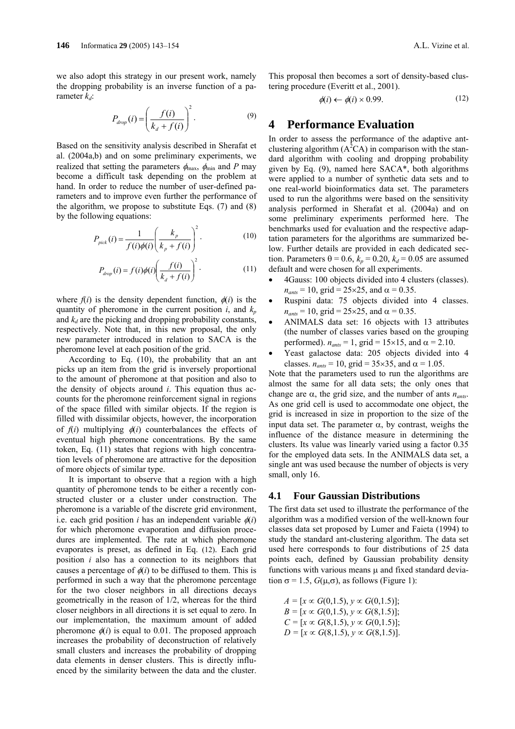we also adopt this strategy in our present work, namely the dropping probability is an inverse function of a parameter $k_d$:

$$P_{drop}(i) = \left( \frac{f(i)}{k_d + f(i)} \right)^2. \tag{9}$$

Based on the sensitivity analysis described in Sherafat et al. (2004a,b) and on some preliminary experiments, we realized that setting the parameters $\phi_{\max}$, $\phi_{\min}$ and $P$ may become a difficult task depending on the problem at hand. In order to reduce the number of user-defined parameters and to improve even further the performance of the algorithm, we propose to substitute Eqs. (7) and (8) by the following equations:

$$P_{pick}(i) = \frac{1}{f(i)\phi(i)} \left( \frac{k_p}{k_p + f(i)} \right)^2. \tag{10}$$

$$P_{drop}(i) = f(i)\phi(i) \left( \frac{f(i)}{k_d + f(i)} \right)^2. \tag{11}$$

where $f(i)$ is the density dependent function, $\phi(i)$ is the quantity of pheromone in the current position $i$, and $k_p$ and $k_d$ are the picking and dropping probability constants, respectively. Note that, in this new proposal, the only new parameter introduced in relation to SACA is the pheromone level at each position of the grid.

According to Eq. (10), the probability that an ant picks up an item from the grid is inversely proportional to the amount of pheromone at that position and also to the density of objects around $i$. This equation thus accounts for the pheromone reinforcement signal in regions of the space filled with similar objects. If the region is filled with dissimilar objects, however, the incorporation of $f(i)$ multiplying $\phi(i)$ counterbalances the effects of eventual high pheromone concentrations. By the same token, Eq. (11) states that regions with high concentration levels of pheromone are attractive for the deposition of more objects of similar type.

It is important to observe that a region with a high quantity of pheromone tends to be either a recently constructed cluster or a cluster under construction. The pheromone is a variable of the discrete grid environment, i.e. each grid position $i$ has an independent variable $\phi(i)$ for which pheromone evaporation and diffusion procedures are implemented. The rate at which pheromone evaporates is preset, as defined in Eq. (12). Each grid position $i$ also has a connection to its neighbors that causes a percentage of $\phi(i)$ to be diffused to them. This is performed in such a way that the pheromone percentage for the two closer neighbors in all directions decays geometrically in the reason of 1/2, whereas for the third closer neighbors in all directions it is set equal to zero. In our implementation, the maximum amount of added pheromone $\phi(i)$ is equal to 0.01. The proposed approach increases the probability of deconstruction of relatively small clusters and increases the probability of dropping data elements in denser clusters. This is directly influenced by the similarity between the data and the cluster. This proposal then becomes a sort of density-based clustering procedure (Everitt et al., 2001).

$$\phi(i) \leftarrow \phi(i) \times 0.99. \tag{12}$$

# 4 Performance Evaluation

In order to assess the performance of the adaptive ant-clustering algorithm ($A^2CA$) in comparison with the standard algorithm with cooling and dropping probability given by Eq. (9), named here SACA*, both algorithms were applied to a number of synthetic data sets and to one real-world bioinformatics data set. The parameters used to run the algorithms were based on the sensitivity analysis performed in Sherafat et al. (2004a) and on some preliminary experiments performed here. The benchmarks used for evaluation and the respective adaptation parameters for the algorithms are summarized below. Further details are provided in each dedicated section. Parameters $\theta = 0.6$, $k_p = 0.20$, $k_d = 0.05$ are assumed default and were chosen for all experiments.

- 4Gauss: 100 objects divided into 4 clusters (classes). $n_{ants} = 10$, grid = 25×25, and $\alpha = 0.35$.
- Ruspini data: 75 objects divided into 4 classes. $n_{ants} = 10$, grid = 25×25, and $\alpha = 0.35$.
- ANIMALS data set: 16 objects with 13 attributes (the number of classes varies based on the grouping performed). $n_{ants} = 1$, grid = 15×15, and $\alpha = 2.10$.
- Yeast galactose data: 205 objects divided into 4 classes. $n_{ants} = 10$, grid = 35×35, and $\alpha = 1.05$.

Note that the parameters used to run the algorithms are almost the same for all data sets; the only ones that change are $\alpha$, the grid size, and the number of ants $n_{ants}$. As one grid cell is used to accommodate one object, the grid is increased in size in proportion to the size of the input data set. The parameter $\alpha$, by contrast, weighs the influence of the distance measure in determining the clusters. Its value was linearly varied using a factor 0.35 for the employed data sets. In the ANIMALS data set, a single ant was used because the number of objects is very small, only 16.

## 4.1 Four Gaussian Distributions

The first data set used to illustrate the performance of the algorithm was a modified version of the well-known four classes data set proposed by Lumer and Faieta (1994) to study the standard ant-clustering algorithm. The data set used here corresponds to four distributions of 25 data points each, defined by Gaussian probability density functions with various means $\mu$ and fixed standard deviation $\sigma = 1.5$, $G(\mu,\sigma)$, as follows (Figure 1):

$A = [x \propto G(0,1.5), y \propto G(0,1.5)]$;
$B = [x \propto G(0,1.5), y \propto G(8,1.5)]$;
$C = [x \propto G(8,1.5), y \propto G(0,1.5)]$;
$D = [x \propto G(8,1.5), y \propto G(8,1.5)]$.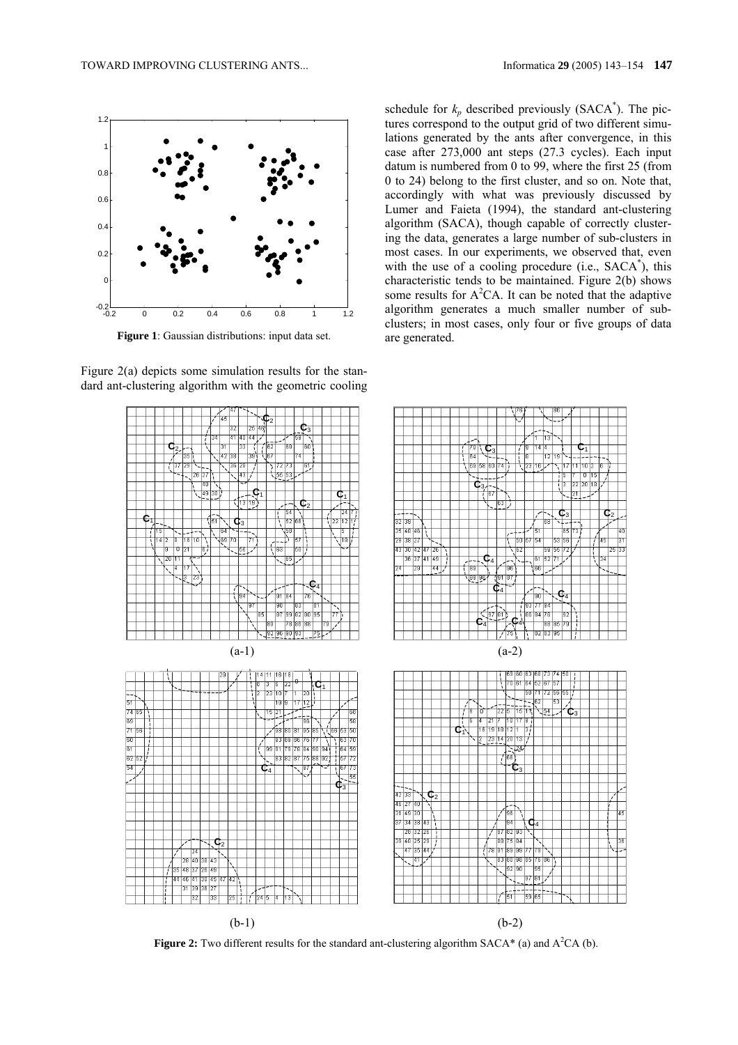**Figure 1**: Gaussian distributions: input data set.

Figure 2(a) depicts some simulation results for the standard ant-clustering algorithm with the geometric cooling schedule for $k_p$ described previously (SACA*). The pictures correspond to the output grid of two different simulations generated by the ants after convergence, in this case after 273,000 ant steps (27.3 cycles). Each input datum is numbered from 0 to 99, where the first 25 (from 0 to 24) belong to the first cluster, and so on. Note that, accordingly with what was previously discussed by Lumer and Faieta (1994), the standard ant-clustering algorithm (SACA), though capable of correctly clustering the data, generates a large number of sub-clusters in most cases. In our experiments, we observed that, even with the use of a cooling procedure (i.e., SACA*), this characteristic tends to be maintained. Figure 2(b) shows some results for $A^2CA$. It can be noted that the adaptive algorithm generates a much smaller number of sub-clusters; in most cases, only four or five groups of data are generated.

(a-1) (a-2)

(b-1) (b-2)

**Figure 2:** Two different results for the standard ant-clustering algorithm SACA* (a) and $A^2CA$ (b).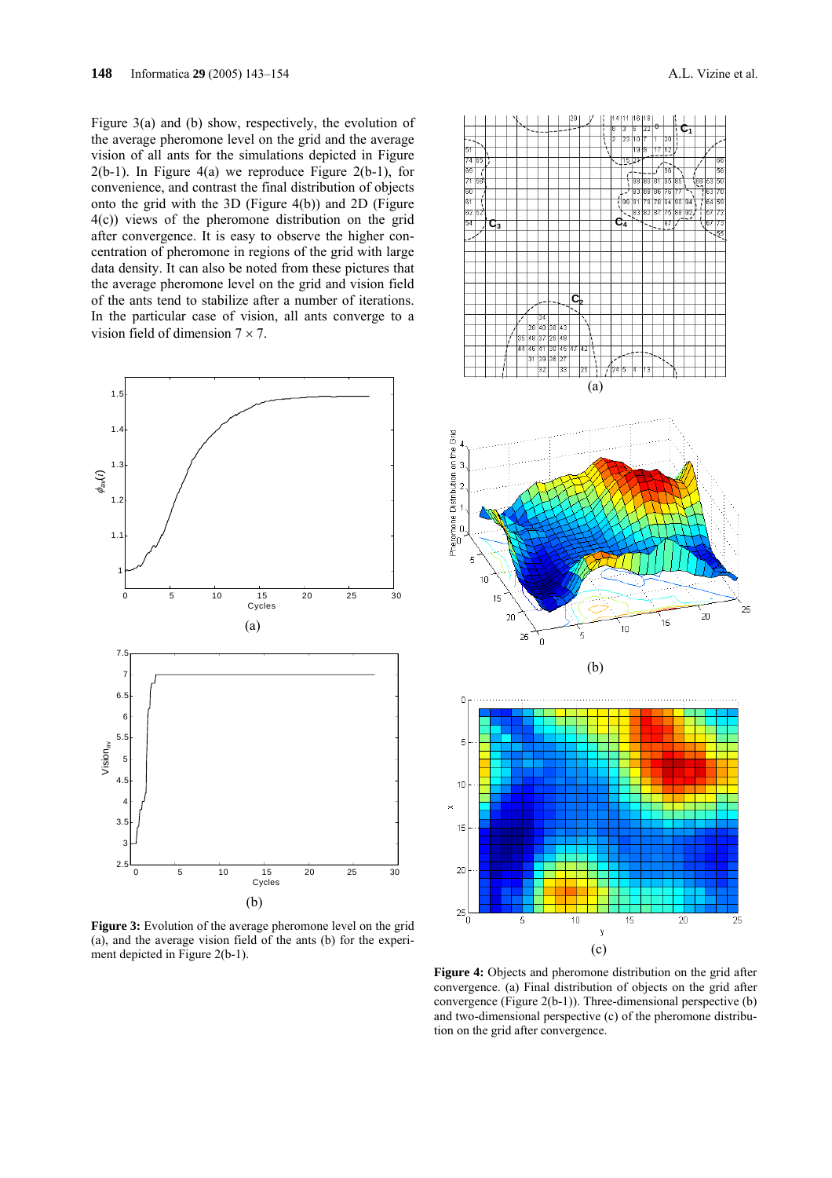Figure 3(a) and (b) show, respectively, the evolution of the average pheromone level on the grid and the average vision of all ants for the simulations depicted in Figure 2(b-1). In Figure 4(a) we reproduce Figure 2(b-1), for convenience, and contrast the final distribution of objects onto the grid with the 3D (Figure 4(b)) and 2D (Figure 4(c)) views of the pheromone distribution on the grid after convergence. It is easy to observe the higher concentration of pheromone in regions of the grid with large data density. It can also be noted from these pictures that the average pheromone level on the grid and vision field of the ants tend to stabilize after a number of iterations. In the particular case of vision, all ants converge to a vision field of dimension $7 \times 7$.

(a)

(b)

**Figure 3:** Evolution of the average pheromone level on the grid (a), and the average vision field of the ants (b) for the experiment depicted in Figure 2(b-1).

(a)

(b)

(c)

**Figure 4:** Objects and pheromone distribution on the grid after convergence. (a) Final distribution of objects on the grid after convergence (Figure 2(b-1)). Three-dimensional perspective (b) and two-dimensional perspective (c) of the pheromone distribution on the grid after convergence.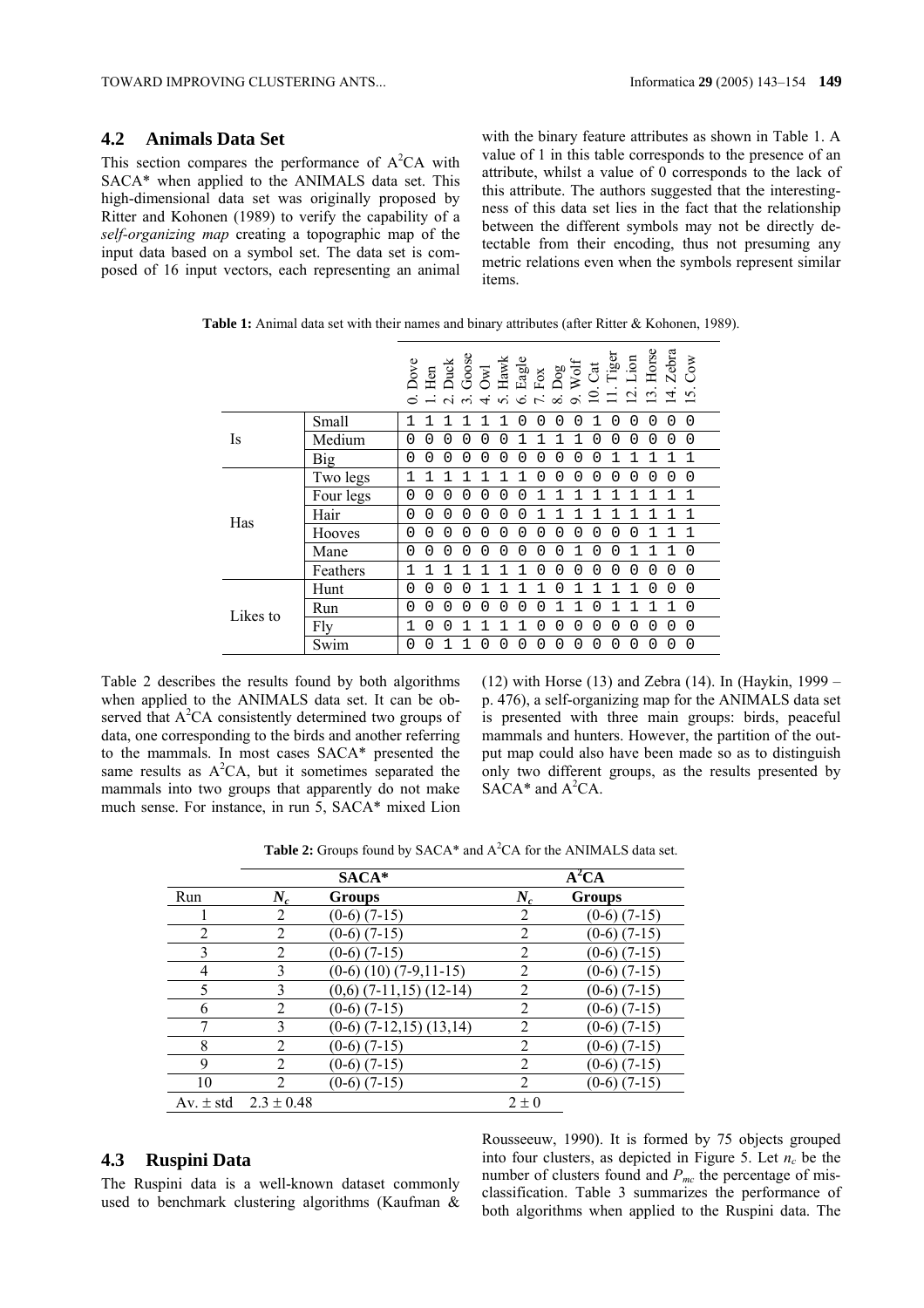### 4.2 Animals Data Set

This section compares the performance of $A^2CA$ with SACA* when applied to the ANIMALS data set. This high-dimensional data set was originally proposed by Ritter and Kohonen (1989) to verify the capability of a *self-organizing map* creating a topographic map of the input data based on a symbol set. The data set is composed of 16 input vectors, each representing an animal with the binary feature attributes as shown in Table 1. A value of 1 in this table corresponds to the presence of an attribute, whilst a value of 0 corresponds to the lack of this attribute. The authors suggested that the interestingness of this data set lies in the fact that the relationship between the different symbols may not be directly detectable from their encoding, thus not presuming any metric relations even when the symbols represent similar items.

**Table 1:** Animal data set with their names and binary attributes (after Ritter & Kohonen, 1989).

| | | 0. Dove | 1. Hen | 2. Duck | 3. Goose | 4. Owl | 5. Hawk | 6. Eagle | 7. Fox | 8. Dog | 9. Wolf | 10. Cat | 11. Tiger | 12. Lion | 13. Horse | 14. Zebra | 15. Cow |
|---|---|---|---|---|---|---|---|---|---|---|---|---|---|---|---|---|---|
| Is | Small | 1 | 1 | 1 | 1 | 1 | 1 | 0 | 0 | 0 | 0 | 1 | 0 | 0 | 0 | 0 | 0 |
| | Medium | 0 | 0 | 0 | 0 | 0 | 0 | 1 | 1 | 1 | 1 | 0 | 0 | 0 | 0 | 0 | 0 |
| | Big | 0 | 0 | 0 | 0 | 0 | 0 | 0 | 0 | 0 | 0 | 0 | 1 | 1 | 1 | 1 | 1 |
| Has | Two legs | 1 | 1 | 1 | 1 | 1 | 1 | 1 | 0 | 0 | 0 | 0 | 0 | 0 | 0 | 0 | 0 |
| | Four legs | 0 | 0 | 0 | 0 | 0 | 0 | 0 | 1 | 1 | 1 | 1 | 1 | 1 | 1 | 1 | 1 |
| | Hair | 0 | 0 | 0 | 0 | 0 | 0 | 0 | 1 | 1 | 1 | 1 | 1 | 1 | 1 | 1 | 1 |
| | Hooves | 0 | 0 | 0 | 0 | 0 | 0 | 0 | 0 | 0 | 0 | 0 | 0 | 0 | 1 | 1 | 1 |
| | Mane | 0 | 0 | 0 | 0 | 0 | 0 | 0 | 0 | 0 | 1 | 0 | 0 | 1 | 1 | 1 | 0 |
| | Feathers | 1 | 1 | 1 | 1 | 1 | 1 | 1 | 0 | 0 | 0 | 0 | 0 | 0 | 0 | 0 | 0 |
| Likes to | Hunt | 0 | 0 | 0 | 0 | 1 | 1 | 1 | 1 | 0 | 1 | 1 | 1 | 1 | 0 | 0 | 0 |
| | Run | 0 | 0 | 0 | 0 | 0 | 0 | 0 | 0 | 1 | 1 | 0 | 1 | 1 | 1 | 1 | 0 |
| | Fly | 1 | 0 | 0 | 1 | 1 | 1 | 1 | 0 | 0 | 0 | 0 | 0 | 0 | 0 | 0 | 0 |
| | Swim | 0 | 0 | 1 | 1 | 0 | 0 | 0 | 0 | 0 | 0 | 0 | 0 | 0 | 0 | 0 | 0 |

Table 2 describes the results found by both algorithms when applied to the ANIMALS data set. It can be observed that $A^2CA$ consistently determined two groups of data, one corresponding to the birds and another referring to the mammals. In most cases SACA* presented the same results as $A^2CA$, but it sometimes separated the mammals into two groups that apparently do not make much sense. For instance, in run 5, SACA* mixed Lion (12) with Horse (13) and Zebra (14). In (Haykin, 1999 – p. 476), a self-organizing map for the ANIMALS data set is presented with three main groups: birds, peaceful mammals and hunters. However, the partition of the output map could also have been made so as to distinguish only two different groups, as the results presented by SACA* and $A^2CA$.

**Table 2:** Groups found by SACA* and $A^2CA$ for the ANIMALS data set.

| | SACA* | | $A^2CA$ | |
|---|---|---|---|---|
| Run | $N_c$ | Groups | $N_c$ | Groups |
| 1 | 2 | (0-6) (7-15) | 2 | (0-6) (7-15) |
| 2 | 2 | (0-6) (7-15) | 2 | (0-6) (7-15) |
| 3 | 2 | (0-6) (7-15) | 2 | (0-6) (7-15) |
| 4 | 3 | (0-6) (10) (7-9,11-15) | 2 | (0-6) (7-15) |
| 5 | 3 | (0,6) (7-11,15) (12-14) | 2 | (0-6) (7-15) |
| 6 | 2 | (0-6) (7-15) | 2 | (0-6) (7-15) |
| 7 | 3 | (0-6) (7-12,15) (13,14) | 2 | (0-6) (7-15) |
| 8 | 2 | (0-6) (7-15) | 2 | (0-6) (7-15) |
| 9 | 2 | (0-6) (7-15) | 2 | (0-6) (7-15) |
| 10 | 2 | (0-6) (7-15) | 2 | (0-6) (7-15) |
| Av. ± std | 2.3 ± 0.48 | | 2 ± 0 | |

### 4.3 Ruspini Data

The Ruspini data is a well-known dataset commonly used to benchmark clustering algorithms (Kaufman & Rousseeuw, 1990). It is formed by 75 objects grouped into four clusters, as depicted in Figure 5. Let $n_c$ be the number of clusters found and $P_{mc}$ the percentage of misclassification. Table 3 summarizes the performance of both algorithms when applied to the Ruspini data. The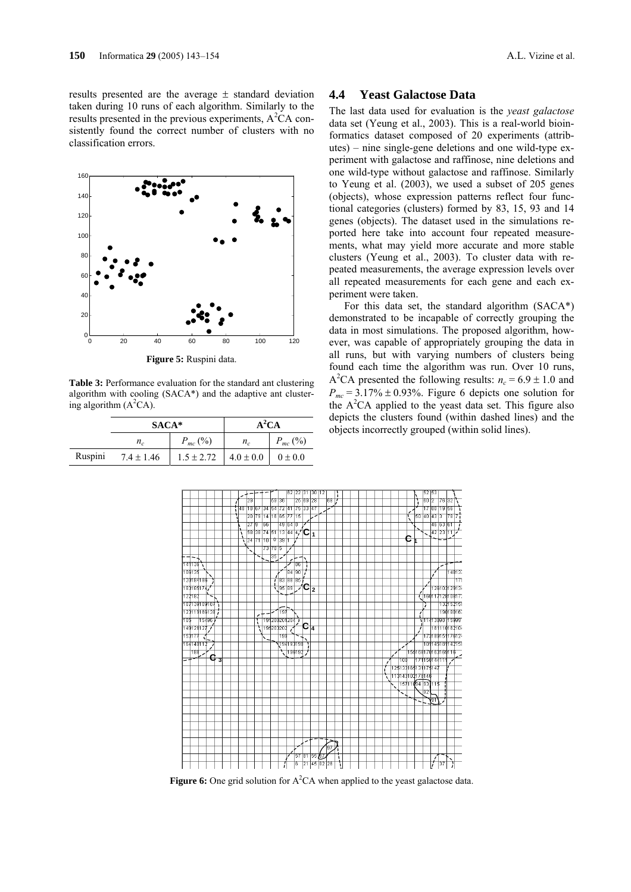results presented are the average ± standard deviation taken during 10 runs of each algorithm. Similarly to the results presented in the previous experiments, A$^2$CA consistently found the correct number of clusters with no classification errors.

**Figure 5:** Ruspini data.

**Table 3:** Performance evaluation for the standard ant clustering algorithm with cooling (SACA*) and the adaptive ant clustering algorithm (A$^2$CA).

| | SACA* | | A$^2$CA | |
|---|---|---|---|---|
| | $n_c$ | $P_{mc}$ (%) | $n_c$ | $P_{mc}$ (%) |
| Ruspini | 7.4 ± 1.46 | 1.5 ± 2.72 | 4.0 ± 0.0 | 0 ± 0.0 |

## 4.4 Yeast Galactose Data

The last data used for evaluation is the *yeast galactose* data set (Yeung et al., 2003). This is a real-world bioinformatics dataset composed of 20 experiments (attributes) – nine single-gene deletions and one wild-type experiment with galactose and raffinose, nine deletions and one wild-type without galactose and raffinose. Similarly to Yeung et al. (2003), we used a subset of 205 genes (objects), whose expression patterns reflect four functional categories (clusters) formed by 83, 15, 93 and 14 genes (objects). The dataset used in the simulations reported here take into account four repeated measurements, what may yield more accurate and more stable clusters (Yeung et al., 2003). To cluster data with repeated measurements, the average expression levels over all repeated measurements for each gene and each experiment were taken.

For this data set, the standard algorithm (SACA*) demonstrated to be incapable of correctly grouping the data in most simulations. The proposed algorithm, however, was capable of appropriately grouping the data in all runs, but with varying numbers of clusters being found each time the algorithm was run. Over 10 runs, A$^2$CA presented the following results: $n_c = 6.9 \pm 1.0$ and $P_{mc} = 3.17\% \pm 0.93\%$. Figure 6 depicts one solution for the A$^2$CA applied to the yeast data set. This figure also depicts the clusters found (within dashed lines) and the objects incorrectly grouped (within solid lines).

**Figure 6:** One grid solution for A$^2$CA when applied to the yeast galactose data.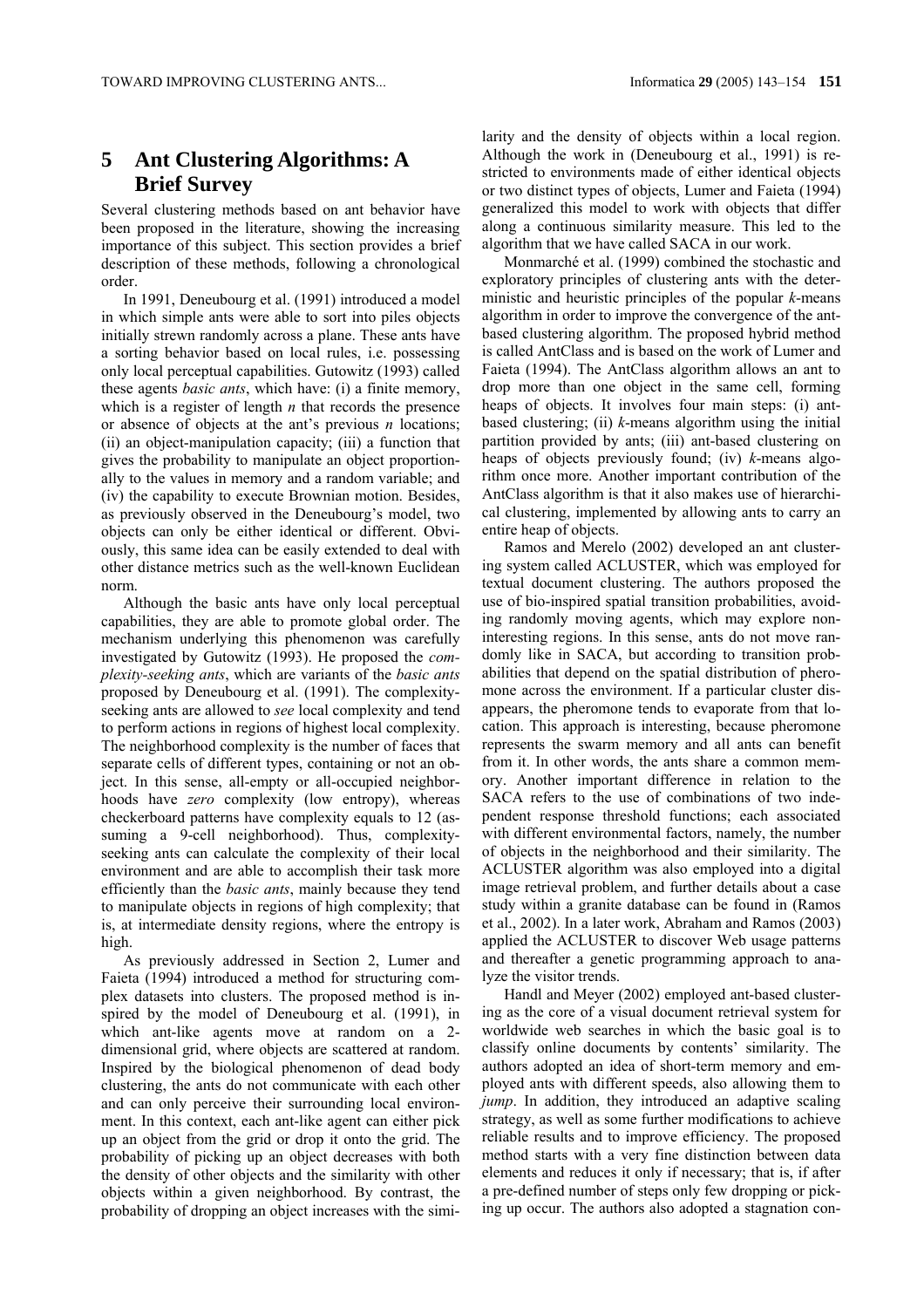# 5 Ant Clustering Algorithms: A Brief Survey

Several clustering methods based on ant behavior have been proposed in the literature, showing the increasing importance of this subject. This section provides a brief description of these methods, following a chronological order.

In 1991, Deneubourg et al. (1991) introduced a model in which simple ants were able to sort into piles objects initially strewn randomly across a plane. These ants have a sorting behavior based on local rules, i.e. possessing only local perceptual capabilities. Gutowitz (1993) called these agents *basic ants*, which have: (i) a finite memory, which is a register of length *n* that records the presence or absence of objects at the ant's previous *n* locations; (ii) an object-manipulation capacity; (iii) a function that gives the probability to manipulate an object proportionally to the values in memory and a random variable; and (iv) the capability to execute Brownian motion. Besides, as previously observed in the Deneubourg's model, two objects can only be either identical or different. Obviously, this same idea can be easily extended to deal with other distance metrics such as the well-known Euclidean norm.

Although the basic ants have only local perceptual capabilities, they are able to promote global order. The mechanism underlying this phenomenon was carefully investigated by Gutowitz (1993). He proposed the *complexity-seeking ants*, which are variants of the *basic ants* proposed by Deneubourg et al. (1991). The complexity-seeking ants are allowed to *see* local complexity and tend to perform actions in regions of highest local complexity. The neighborhood complexity is the number of faces that separate cells of different types, containing or not an object. In this sense, all-empty or all-occupied neighborhoods have *zero* complexity (low entropy), whereas checkerboard patterns have complexity equals to 12 (assuming a 9-cell neighborhood). Thus, complexity-seeking ants can calculate the complexity of their local environment and are able to accomplish their task more efficiently than the *basic ants*, mainly because they tend to manipulate objects in regions of high complexity; that is, at intermediate density regions, where the entropy is high.

As previously addressed in Section 2, Lumer and Faieta (1994) introduced a method for structuring complex datasets into clusters. The proposed method is inspired by the model of Deneubourg et al. (1991), in which ant-like agents move at random on a 2-dimensional grid, where objects are scattered at random. Inspired by the biological phenomenon of dead body clustering, the ants do not communicate with each other and can only perceive their surrounding local environment. In this context, each ant-like agent can either pick up an object from the grid or drop it onto the grid. The probability of picking up an object decreases with both the density of other objects and the similarity with other objects within a given neighborhood. By contrast, the probability of dropping an object increases with the similarity and the density of objects within a local region. Although the work in (Deneubourg et al., 1991) is restricted to environments made of either identical objects or two distinct types of objects, Lumer and Faieta (1994) generalized this model to work with objects that differ along a continuous similarity measure. This led to the algorithm that we have called SACA in our work.

Monmarché et al. (1999) combined the stochastic and exploratory principles of clustering ants with the deterministic and heuristic principles of the popular *k*-means algorithm in order to improve the convergence of the ant-based clustering algorithm. The proposed hybrid method is called AntClass and is based on the work of Lumer and Faieta (1994). The AntClass algorithm allows an ant to drop more than one object in the same cell, forming heaps of objects. It involves four main steps: (i) ant-based clustering; (ii) *k*-means algorithm using the initial partition provided by ants; (iii) ant-based clustering on heaps of objects previously found; (iv) *k*-means algorithm once more. Another important contribution of the AntClass algorithm is that it also makes use of hierarchical clustering, implemented by allowing ants to carry an entire heap of objects.

Ramos and Merelo (2002) developed an ant clustering system called ACLUSTER, which was employed for textual document clustering. The authors proposed the use of bio-inspired spatial transition probabilities, avoiding randomly moving agents, which may explore non-interesting regions. In this sense, ants do not move randomly like in SACA, but according to transition probabilities that depend on the spatial distribution of pheromone across the environment. If a particular cluster disappears, the pheromone tends to evaporate from that location. This approach is interesting, because pheromone represents the swarm memory and all ants can benefit from it. In other words, the ants share a common memory. Another important difference in relation to the SACA refers to the use of combinations of two independent response threshold functions; each associated with different environmental factors, namely, the number of objects in the neighborhood and their similarity. The ACLUSTER algorithm was also employed into a digital image retrieval problem, and further details about a case study within a granite database can be found in (Ramos et al., 2002). In a later work, Abraham and Ramos (2003) applied the ACLUSTER to discover Web usage patterns and thereafter a genetic programming approach to analyze the visitor trends.

Handl and Meyer (2002) employed ant-based clustering as the core of a visual document retrieval system for worldwide web searches in which the basic goal is to classify online documents by contents' similarity. The authors adopted an idea of short-term memory and employed ants with different speeds, also allowing them to *jump*. In addition, they introduced an adaptive scaling strategy, as well as some further modifications to achieve reliable results and to improve efficiency. The proposed method starts with a very fine distinction between data elements and reduces it only if necessary; that is, if after a pre-defined number of steps only few dropping or picking up occur. The authors also adopted a stagnation con-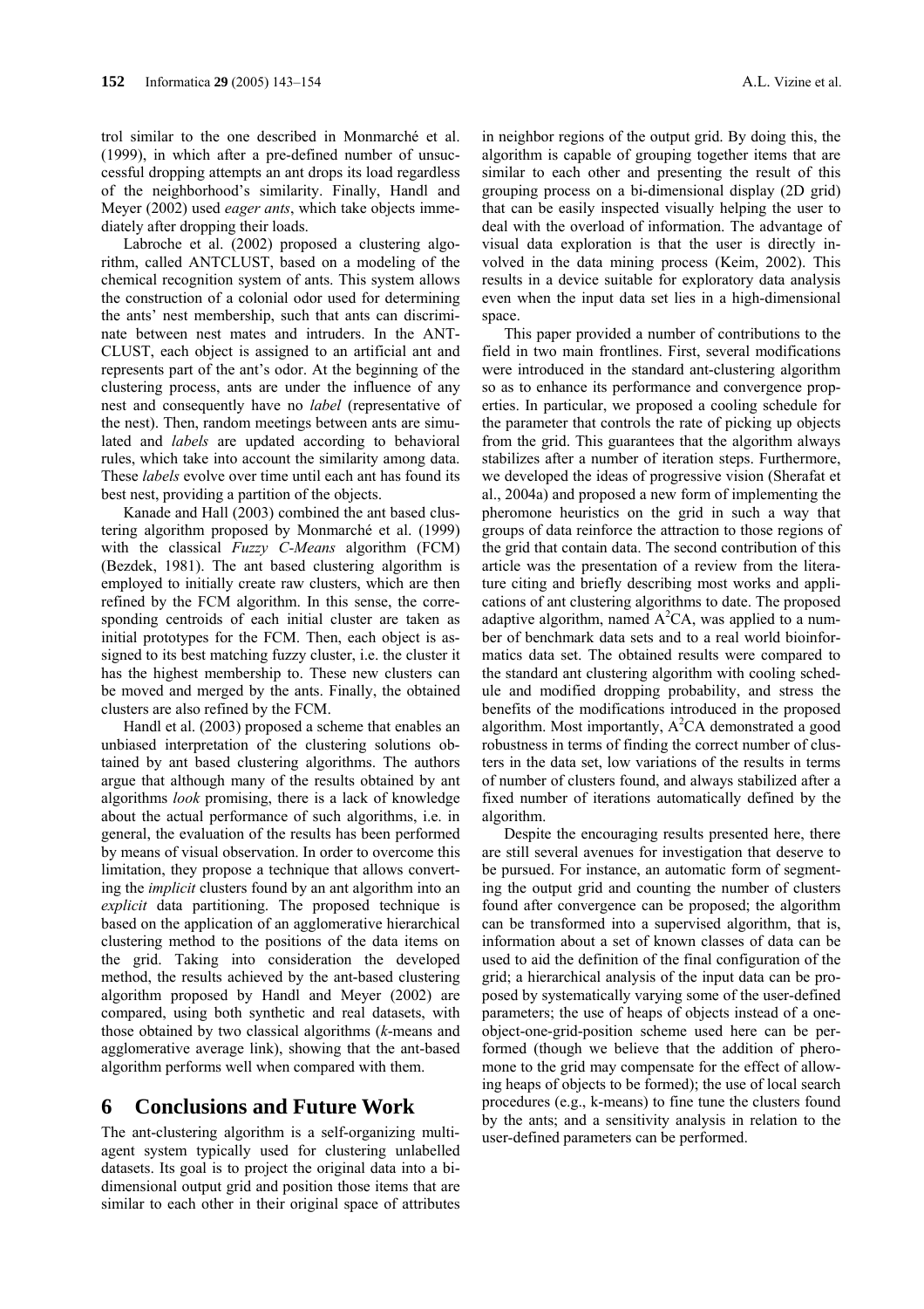trol similar to the one described in Monmarché et al. (1999), in which after a pre-defined number of unsuccessful dropping attempts an ant drops its load regardless of the neighborhood's similarity. Finally, Handl and Meyer (2002) used *eager ants*, which take objects immediately after dropping their loads.

Labroche et al. (2002) proposed a clustering algorithm, called ANTCLUST, based on a modeling of the chemical recognition system of ants. This system allows the construction of a colonial odor used for determining the ants' nest membership, such that ants can discriminate between nest mates and intruders. In the ANTCLUST, each object is assigned to an artificial ant and represents part of the ant's odor. At the beginning of the clustering process, ants are under the influence of any nest and consequently have no *label* (representative of the nest). Then, random meetings between ants are simulated and *labels* are updated according to behavioral rules, which take into account the similarity among data. These *labels* evolve over time until each ant has found its best nest, providing a partition of the objects.

Kanade and Hall (2003) combined the ant based clustering algorithm proposed by Monmarché et al. (1999) with the classical *Fuzzy C-Means* algorithm (FCM) (Bezdek, 1981). The ant based clustering algorithm is employed to initially create raw clusters, which are then refined by the FCM algorithm. In this sense, the corresponding centroids of each initial cluster are taken as initial prototypes for the FCM. Then, each object is assigned to its best matching fuzzy cluster, i.e. the cluster it has the highest membership to. These new clusters can be moved and merged by the ants. Finally, the obtained clusters are also refined by the FCM.

Handl et al. (2003) proposed a scheme that enables an unbiased interpretation of the clustering solutions obtained by ant based clustering algorithms. The authors argue that although many of the results obtained by ant algorithms *look* promising, there is a lack of knowledge about the actual performance of such algorithms, i.e. in general, the evaluation of the results has been performed by means of visual observation. In order to overcome this limitation, they propose a technique that allows converting the *implicit* clusters found by an ant algorithm into an *explicit* data partitioning. The proposed technique is based on the application of an agglomerative hierarchical clustering method to the positions of the data items on the grid. Taking into consideration the developed method, the results achieved by the ant-based clustering algorithm proposed by Handl and Meyer (2002) are compared, using both synthetic and real datasets, with those obtained by two classical algorithms (*k*-means and agglomerative average link), showing that the ant-based algorithm performs well when compared with them.

# 6 Conclusions and Future Work

The ant-clustering algorithm is a self-organizing multi-agent system typically used for clustering unlabelled datasets. Its goal is to project the original data into a bi-dimensional output grid and position those items that are similar to each other in their original space of attributes in neighbor regions of the output grid. By doing this, the algorithm is capable of grouping together items that are similar to each other and presenting the result of this grouping process on a bi-dimensional display (2D grid) that can be easily inspected visually helping the user to deal with the overload of information. The advantage of visual data exploration is that the user is directly involved in the data mining process (Keim, 2002). This results in a device suitable for exploratory data analysis even when the input data set lies in a high-dimensional space.

This paper provided a number of contributions to the field in two main frontlines. First, several modifications were introduced in the standard ant-clustering algorithm so as to enhance its performance and convergence properties. In particular, we proposed a cooling schedule for the parameter that controls the rate of picking up objects from the grid. This guarantees that the algorithm always stabilizes after a number of iteration steps. Furthermore, we developed the ideas of progressive vision (Sherafat et al., 2004a) and proposed a new form of implementing the pheromone heuristics on the grid in such a way that groups of data reinforce the attraction to those regions of the grid that contain data. The second contribution of this article was the presentation of a review from the literature citing and briefly describing most works and applications of ant clustering algorithms to date. The proposed adaptive algorithm, named $A^2$CA, was applied to a number of benchmark data sets and to a real world bioinformatics data set. The obtained results were compared to the standard ant clustering algorithm with cooling schedule and modified dropping probability, and stress the benefits of the modifications introduced in the proposed algorithm. Most importantly, $A^2$CA demonstrated a good robustness in terms of finding the correct number of clusters in the data set, low variations of the results in terms of number of clusters found, and always stabilized after a fixed number of iterations automatically defined by the algorithm.

Despite the encouraging results presented here, there are still several avenues for investigation that deserve to be pursued. For instance, an automatic form of segmenting the output grid and counting the number of clusters found after convergence can be proposed; the algorithm can be transformed into a supervised algorithm, that is, information about a set of known classes of data can be used to aid the definition of the final configuration of the grid; a hierarchical analysis of the input data can be proposed by systematically varying some of the user-defined parameters; the use of heaps of objects instead of a one-object-one-grid-position scheme used here can be performed (though we believe that the addition of pheromone to the grid may compensate for the effect of allowing heaps of objects to be formed); the use of local search procedures (e.g., k-means) to fine tune the clusters found by the ants; and a sensitivity analysis in relation to the user-defined parameters can be performed.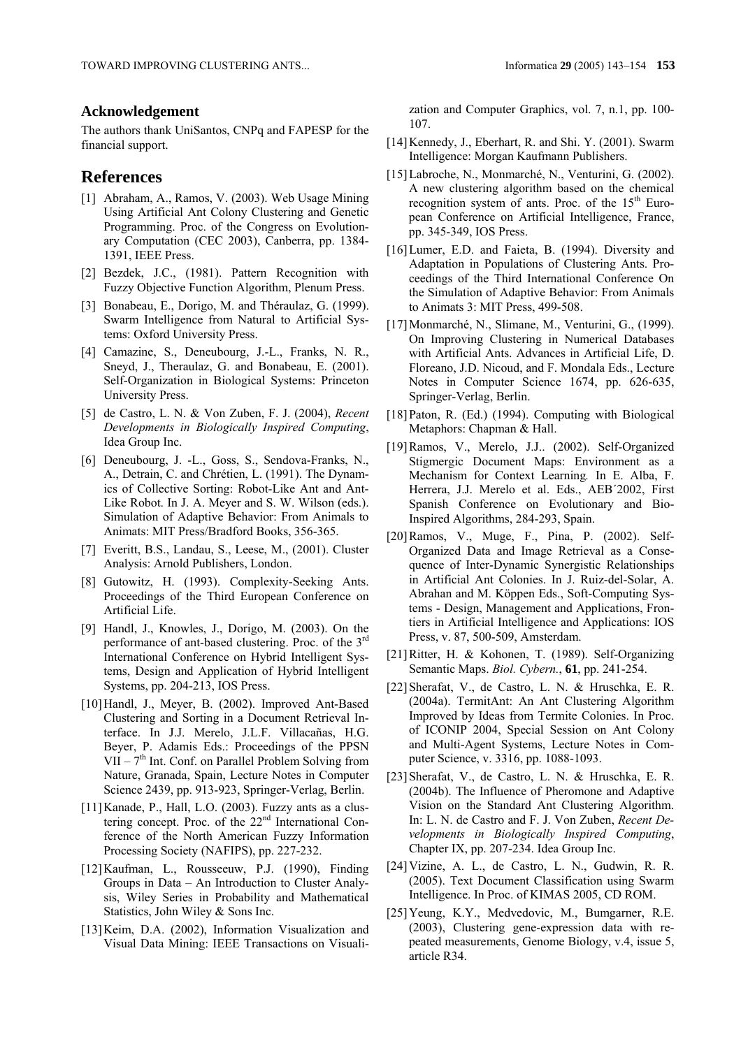## Acknowledgement

The authors thank UniSantos, CNPq and FAPESP for the financial support.

## References

[1] Abraham, A., Ramos, V. (2003). Web Usage Mining Using Artificial Ant Colony Clustering and Genetic Programming. Proc. of the Congress on Evolutionary Computation (CEC 2003), Canberra, pp. 1384-1391, IEEE Press.

[2] Bezdek, J.C., (1981). Pattern Recognition with Fuzzy Objective Function Algorithm, Plenum Press.

[3] Bonabeau, E., Dorigo, M. and Théraulaz, G. (1999). Swarm Intelligence from Natural to Artificial Systems: Oxford University Press.

[4] Camazine, S., Deneubourg, J.-L., Franks, N. R., Sneyd, J., Theraulaz, G. and Bonabeau, E. (2001). Self-Organization in Biological Systems: Princeton University Press.

[5] de Castro, L. N. & Von Zuben, F. J. (2004), *Recent Developments in Biologically Inspired Computing*, Idea Group Inc.

[6] Deneubourg, J. -L., Goss, S., Sendova-Franks, N., A., Detrain, C. and Chrétien, L. (1991). The Dynamics of Collective Sorting: Robot-Like Ant and Ant-Like Robot. In J. A. Meyer and S. W. Wilson (eds.). Simulation of Adaptive Behavior: From Animals to Animats: MIT Press/Bradford Books, 356-365.

[7] Everitt, B.S., Landau, S., Leese, M., (2001). Cluster Analysis: Arnold Publishers, London.

[8] Gutowitz, H. (1993). Complexity-Seeking Ants. Proceedings of the Third European Conference on Artificial Life.

[9] Handl, J., Knowles, J., Dorigo, M. (2003). On the performance of ant-based clustering. Proc. of the 3rd International Conference on Hybrid Intelligent Systems, Design and Application of Hybrid Intelligent Systems, pp. 204-213, IOS Press.

[10] Handl, J., Meyer, B. (2002). Improved Ant-Based Clustering and Sorting in a Document Retrieval Interface. In J.J. Merelo, J.L.F. Villacañas, H.G. Beyer, P. Adamis Eds.: Proceedings of the PPSN VII – 7th Int. Conf. on Parallel Problem Solving from Nature, Granada, Spain, Lecture Notes in Computer Science 2439, pp. 913-923, Springer-Verlag, Berlin.

[11] Kanade, P., Hall, L.O. (2003). Fuzzy ants as a clustering concept. Proc. of the 22nd International Conference of the North American Fuzzy Information Processing Society (NAFIPS), pp. 227-232.

[12] Kaufman, L., Rousseeuw, P.J. (1990), Finding Groups in Data – An Introduction to Cluster Analysis, Wiley Series in Probability and Mathematical Statistics, John Wiley & Sons Inc.

[13] Keim, D.A. (2002), Information Visualization and Visual Data Mining: IEEE Transactions on Visualization and Computer Graphics, vol. 7, n.1, pp. 100-107.

[14] Kennedy, J., Eberhart, R. and Shi. Y. (2001). Swarm Intelligence: Morgan Kaufmann Publishers.

[15] Labroche, N., Monmarché, N., Venturini, G. (2002). A new clustering algorithm based on the chemical recognition system of ants. Proc. of the 15th European Conference on Artificial Intelligence, France, pp. 345-349, IOS Press.

[16] Lumer, E.D. and Faieta, B. (1994). Diversity and Adaptation in Populations of Clustering Ants. Proceedings of the Third International Conference On the Simulation of Adaptive Behavior: From Animals to Animats 3: MIT Press, 499-508.

[17] Monmarché, N., Slimane, M., Venturini, G., (1999). On Improving Clustering in Numerical Databases with Artificial Ants. Advances in Artificial Life, D. Floreano, J.D. Nicoud, and F. Mondala Eds., Lecture Notes in Computer Science 1674, pp. 626-635, Springer-Verlag, Berlin.

[18] Paton, R. (Ed.) (1994). Computing with Biological Metaphors: Chapman & Hall.

[19] Ramos, V., Merelo, J.J.. (2002). Self-Organized Stigmergic Document Maps: Environment as a Mechanism for Context Learning*.* In E. Alba, F. Herrera, J.J. Merelo et al. Eds., AEB´2002, First Spanish Conference on Evolutionary and Bio-Inspired Algorithms, 284-293, Spain.

[20] Ramos, V., Muge, F., Pina, P. (2002). Self-Organized Data and Image Retrieval as a Consequence of Inter-Dynamic Synergistic Relationships in Artificial Ant Colonies. In J. Ruiz-del-Solar, A. Abrahan and M. Köppen Eds., Soft-Computing Systems - Design, Management and Applications, Frontiers in Artificial Intelligence and Applications: IOS Press, v. 87, 500-509, Amsterdam.

[21] Ritter, H. & Kohonen, T. (1989). Self-Organizing Semantic Maps. *Biol. Cybern.*, **61**, pp. 241-254.

[22] Sherafat, V., de Castro, L. N. & Hruschka, E. R. (2004a). TermitAnt: An Ant Clustering Algorithm Improved by Ideas from Termite Colonies. In Proc. of ICONIP 2004, Special Session on Ant Colony and Multi-Agent Systems, Lecture Notes in Computer Science, v. 3316, pp. 1088-1093.

[23] Sherafat, V., de Castro, L. N. & Hruschka, E. R. (2004b). The Influence of Pheromone and Adaptive Vision on the Standard Ant Clustering Algorithm. In: L. N. de Castro and F. J. Von Zuben, *Recent Developments in Biologically Inspired Computing*, Chapter IX, pp. 207-234. Idea Group Inc.

[24] Vizine, A. L., de Castro, L. N., Gudwin, R. R. (2005). Text Document Classification using Swarm Intelligence. In Proc. of KIMAS 2005, CD ROM.

[25] Yeung, K.Y., Medvedovic, M., Bumgarner, R.E. (2003), Clustering gene-expression data with repeated measurements, Genome Biology, v.4, issue 5, article R34.